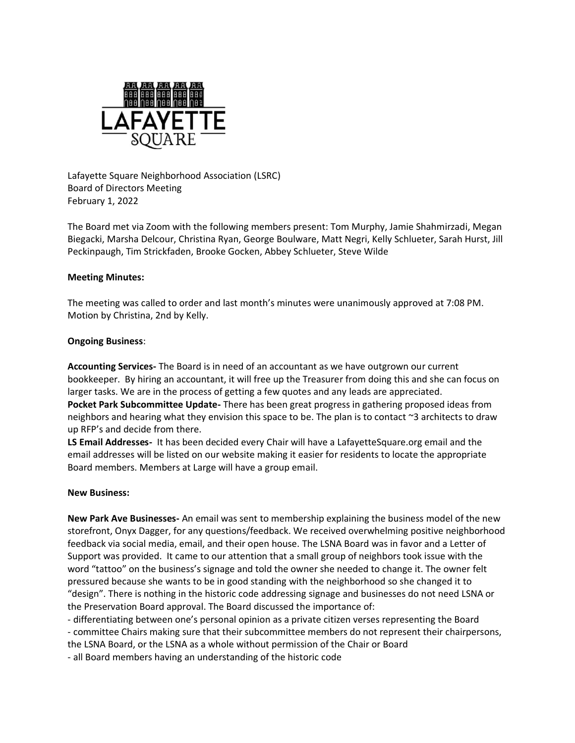Lafayette Square Neighborhood Association (LSRC)
Board of Directors Meeting
February 1, 2022

The Board met via Zoom with the following members present: Tom Murphy, Jamie Shahmirzadi, Megan Biegacki, Marsha Delcour, Christina Ryan, George Boulware, Matt Negri, Kelly Schlueter, Sarah Hurst, Jill Peckinpaugh, Tim Strickfaden, Brooke Gocken, Abbey Schlueter, Steve Wilde

**Meeting Minutes:**

The meeting was called to order and last month's minutes were unanimously approved at 7:08 PM. Motion by Christina, 2nd by Kelly.

**Ongoing Business**:

**Accounting Services-** The Board is in need of an accountant as we have outgrown our current bookkeeper. By hiring an accountant, it will free up the Treasurer from doing this and she can focus on larger tasks. We are in the process of getting a few quotes and any leads are appreciated.
**Pocket Park Subcommittee Update-** There has been great progress in gathering proposed ideas from neighbors and hearing what they envision this space to be. The plan is to contact ~3 architects to draw up RFP's and decide from there.
**LS Email Addresses-** It has been decided every Chair will have a LafayetteSquare.org email and the email addresses will be listed on our website making it easier for residents to locate the appropriate Board members. Members at Large will have a group email.

**New Business:**

**New Park Ave Businesses-** An email was sent to membership explaining the business model of the new storefront, Onyx Dagger, for any questions/feedback. We received overwhelming positive neighborhood feedback via social media, email, and their open house. The LSNA Board was in favor and a Letter of Support was provided. It came to our attention that a small group of neighbors took issue with the word "tattoo" on the business's signage and told the owner she needed to change it. The owner felt pressured because she wants to be in good standing with the neighborhood so she changed it to "design". There is nothing in the historic code addressing signage and businesses do not need LSNA or the Preservation Board approval. The Board discussed the importance of:
- differentiating between one's personal opinion as a private citizen verses representing the Board
- committee Chairs making sure that their subcommittee members do not represent their chairpersons, the LSNA Board, or the LSNA as a whole without permission of the Chair or Board
- all Board members having an understanding of the historic code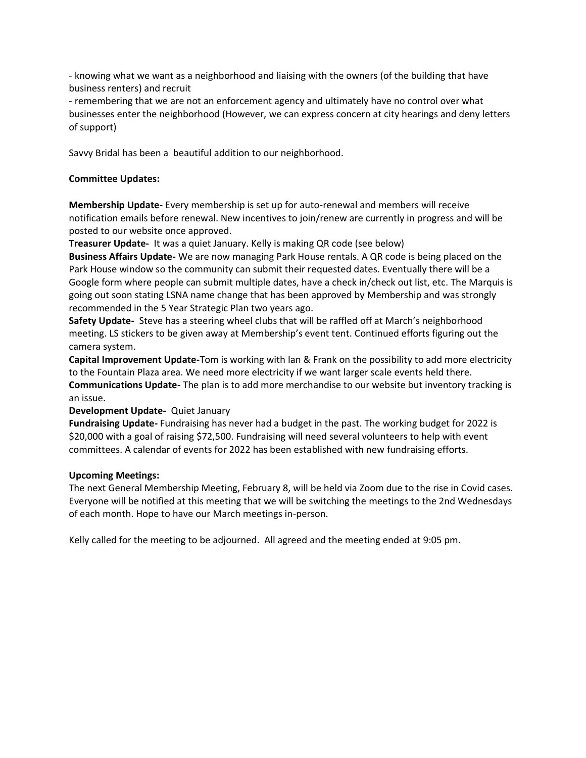- knowing what we want as a neighborhood and liaising with the owners (of the building that have business renters) and recruit

- remembering that we are not an enforcement agency and ultimately have no control over what businesses enter the neighborhood (However, we can express concern at city hearings and deny letters of support)

Savvy Bridal has been a beautiful addition to our neighborhood.

**Committee Updates:**

**Membership Update-** Every membership is set up for auto-renewal and members will receive notification emails before renewal. New incentives to join/renew are currently in progress and will be posted to our website once approved.

**Treasurer Update-** It was a quiet January. Kelly is making QR code (see below)

**Business Affairs Update-** We are now managing Park House rentals. A QR code is being placed on the Park House window so the community can submit their requested dates. Eventually there will be a Google form where people can submit multiple dates, have a check in/check out list, etc. The Marquis is going out soon stating LSNA name change that has been approved by Membership and was strongly recommended in the 5 Year Strategic Plan two years ago.

**Safety Update-** Steve has a steering wheel clubs that will be raffled off at March's neighborhood meeting. LS stickers to be given away at Membership's event tent. Continued efforts figuring out the camera system.

**Capital Improvement Update-**Tom is working with Ian & Frank on the possibility to add more electricity to the Fountain Plaza area. We need more electricity if we want larger scale events held there.

**Communications Update-** The plan is to add more merchandise to our website but inventory tracking is an issue.

**Development Update-** Quiet January

**Fundraising Update-** Fundraising has never had a budget in the past. The working budget for 2022 is $20,000 with a goal of raising $72,500. Fundraising will need several volunteers to help with event committees. A calendar of events for 2022 has been established with new fundraising efforts.

**Upcoming Meetings:**

The next General Membership Meeting, February 8, will be held via Zoom due to the rise in Covid cases. Everyone will be notified at this meeting that we will be switching the meetings to the 2nd Wednesdays of each month. Hope to have our March meetings in-person.

Kelly called for the meeting to be adjourned. All agreed and the meeting ended at 9:05 pm.